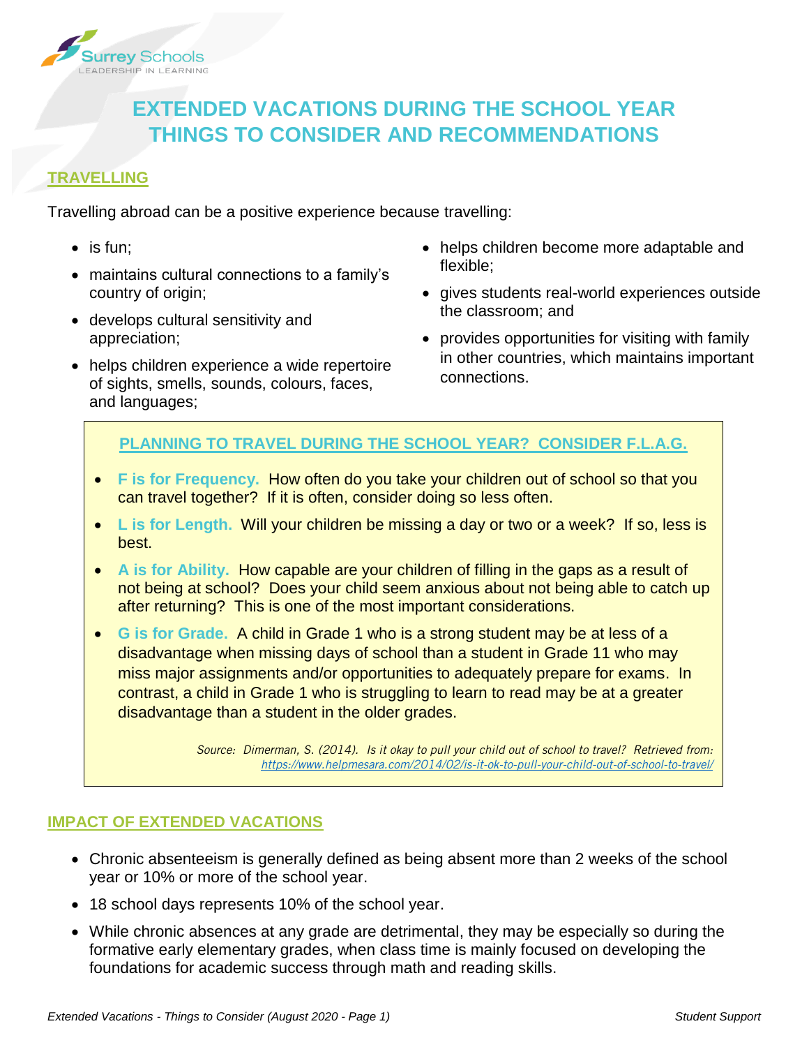Surrey Schools
LEADERSHIP IN LEARNING

# EXTENDED VACATIONS DURING THE SCHOOL YEAR THINGS TO CONSIDER AND RECOMMENDATIONS

## TRAVELLING

Travelling abroad can be a positive experience because travelling:

- is fun;
- maintains cultural connections to a family's country of origin;
- develops cultural sensitivity and appreciation;
- helps children experience a wide repertoire of sights, smells, sounds, colours, faces, and languages;
- helps children become more adaptable and flexible;
- gives students real-world experiences outside the classroom; and
- provides opportunities for visiting with family in other countries, which maintains important connections.

### PLANNING TO TRAVEL DURING THE SCHOOL YEAR? CONSIDER F.L.A.G.

- **F is for Frequency.** How often do you take your children out of school so that you can travel together? If it is often, consider doing so less often.
- **L is for Length.** Will your children be missing a day or two or a week? If so, less is best.
- **A is for Ability.** How capable are your children of filling in the gaps as a result of not being at school? Does your child seem anxious about not being able to catch up after returning? This is one of the most important considerations.
- **G is for Grade.** A child in Grade 1 who is a strong student may be at less of a disadvantage when missing days of school than a student in Grade 11 who may miss major assignments and/or opportunities to adequately prepare for exams. In contrast, a child in Grade 1 who is struggling to learn to read may be at a greater disadvantage than a student in the older grades.

*Source: Dimerman, S. (2014). Is it okay to pull your child out of school to travel? Retrieved from: https://www.helpmesara.com/2014/02/is-it-ok-to-pull-your-child-out-of-school-to-travel/*

## IMPACT OF EXTENDED VACATIONS

- Chronic absenteeism is generally defined as being absent more than 2 weeks of the school year or 10% or more of the school year.
- 18 school days represents 10% of the school year.
- While chronic absences at any grade are detrimental, they may be especially so during the formative early elementary grades, when class time is mainly focused on developing the foundations for academic success through math and reading skills.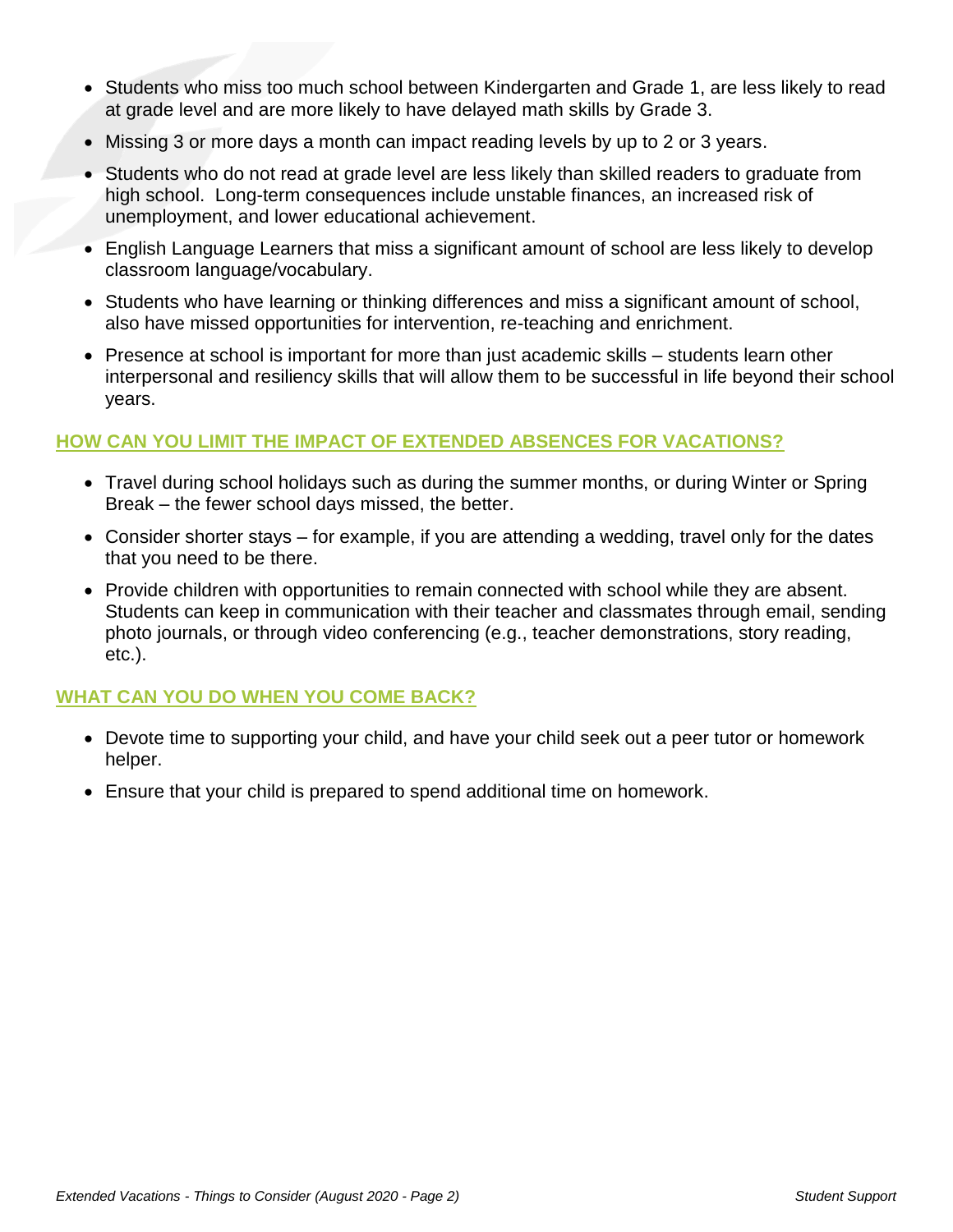- Students who miss too much school between Kindergarten and Grade 1, are less likely to read at grade level and are more likely to have delayed math skills by Grade 3.
- Missing 3 or more days a month can impact reading levels by up to 2 or 3 years.
- Students who do not read at grade level are less likely than skilled readers to graduate from high school. Long-term consequences include unstable finances, an increased risk of unemployment, and lower educational achievement.
- English Language Learners that miss a significant amount of school are less likely to develop classroom language/vocabulary.
- Students who have learning or thinking differences and miss a significant amount of school, also have missed opportunities for intervention, re-teaching and enrichment.
- Presence at school is important for more than just academic skills – students learn other interpersonal and resiliency skills that will allow them to be successful in life beyond their school years.

## HOW CAN YOU LIMIT THE IMPACT OF EXTENDED ABSENCES FOR VACATIONS?

- Travel during school holidays such as during the summer months, or during Winter or Spring Break – the fewer school days missed, the better.
- Consider shorter stays – for example, if you are attending a wedding, travel only for the dates that you need to be there.
- Provide children with opportunities to remain connected with school while they are absent. Students can keep in communication with their teacher and classmates through email, sending photo journals, or through video conferencing (e.g., teacher demonstrations, story reading, etc.).

## WHAT CAN YOU DO WHEN YOU COME BACK?

- Devote time to supporting your child, and have your child seek out a peer tutor or homework helper.
- Ensure that your child is prepared to spend additional time on homework.